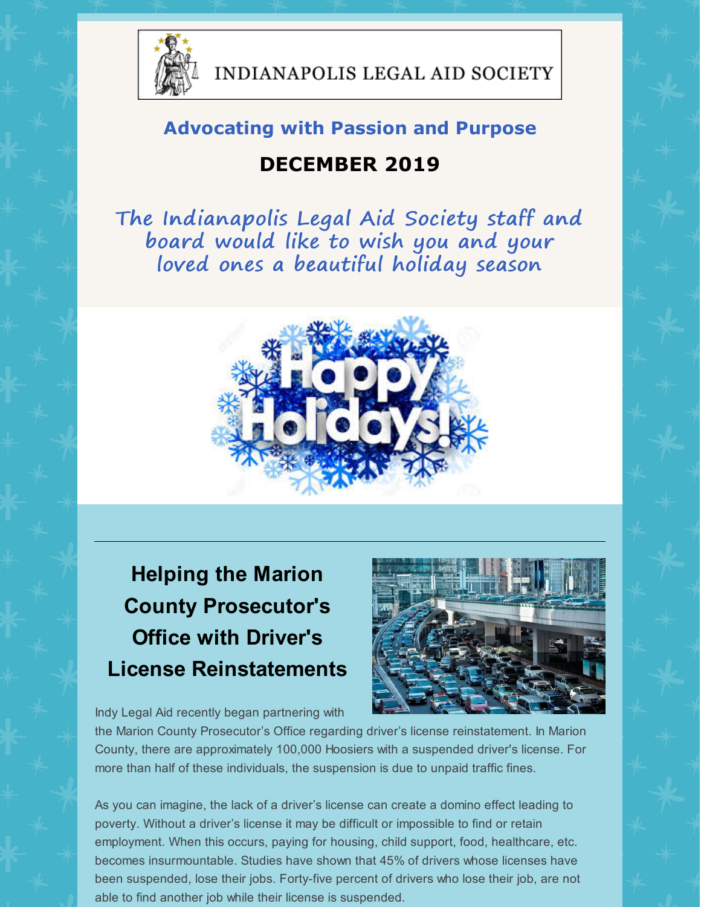INDIANAPOLIS LEGAL AID SOCIETY

## Advocating with Passion and Purpose

## DECEMBER 2019

*The Indianapolis Legal Aid Society staff and board would like to wish you and your loved ones a beautiful holiday season*

## Helping the Marion County Prosecutor's Office with Driver's License Reinstatements

Indy Legal Aid recently began partnering with the Marion County Prosecutor's Office regarding driver's license reinstatement. In Marion County, there are approximately 100,000 Hoosiers with a suspended driver's license. For more than half of these individuals, the suspension is due to unpaid traffic fines.

As you can imagine, the lack of a driver's license can create a domino effect leading to poverty. Without a driver's license it may be difficult or impossible to find or retain employment. When this occurs, paying for housing, child support, food, healthcare, etc. becomes insurmountable. Studies have shown that 45% of drivers whose licenses have been suspended, lose their jobs. Forty-five percent of drivers who lose their job, are not able to find another job while their license is suspended.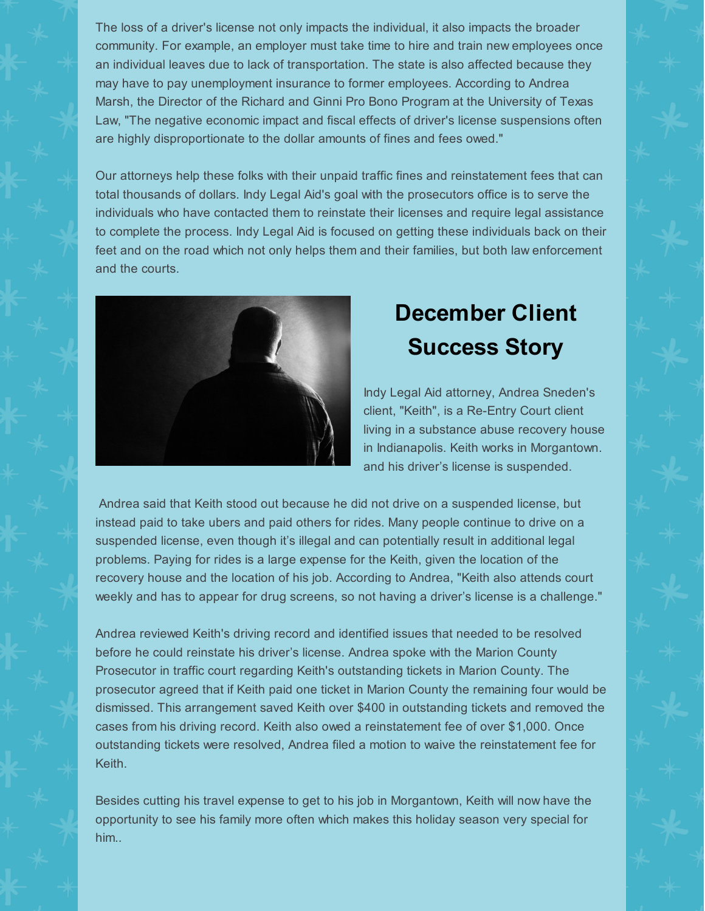The loss of a driver's license not only impacts the individual, it also impacts the broader community. For example, an employer must take time to hire and train new employees once an individual leaves due to lack of transportation. The state is also affected because they may have to pay unemployment insurance to former employees. According to Andrea Marsh, the Director of the Richard and Ginni Pro Bono Program at the University of Texas Law, "The negative economic impact and fiscal effects of driver's license suspensions often are highly disproportionate to the dollar amounts of fines and fees owed."

Our attorneys help these folks with their unpaid traffic fines and reinstatement fees that can total thousands of dollars. Indy Legal Aid's goal with the prosecutors office is to serve the individuals who have contacted them to reinstate their licenses and require legal assistance to complete the process. Indy Legal Aid is focused on getting these individuals back on their feet and on the road which not only helps them and their families, but both law enforcement and the courts.

## December Client Success Story

Indy Legal Aid attorney, Andrea Sneden's client, "Keith", is a Re-Entry Court client living in a substance abuse recovery house in Indianapolis. Keith works in Morgantown. and his driver's license is suspended.

Andrea said that Keith stood out because he did not drive on a suspended license, but instead paid to take ubers and paid others for rides. Many people continue to drive on a suspended license, even though it's illegal and can potentially result in additional legal problems. Paying for rides is a large expense for the Keith, given the location of the recovery house and the location of his job. According to Andrea, "Keith also attends court weekly and has to appear for drug screens, so not having a driver's license is a challenge."

Andrea reviewed Keith's driving record and identified issues that needed to be resolved before he could reinstate his driver's license. Andrea spoke with the Marion County Prosecutor in traffic court regarding Keith's outstanding tickets in Marion County. The prosecutor agreed that if Keith paid one ticket in Marion County the remaining four would be dismissed. This arrangement saved Keith over $400 in outstanding tickets and removed the cases from his driving record. Keith also owed a reinstatement fee of over $1,000. Once outstanding tickets were resolved, Andrea filed a motion to waive the reinstatement fee for Keith.

Besides cutting his travel expense to get to his job in Morgantown, Keith will now have the opportunity to see his family more often which makes this holiday season very special for him..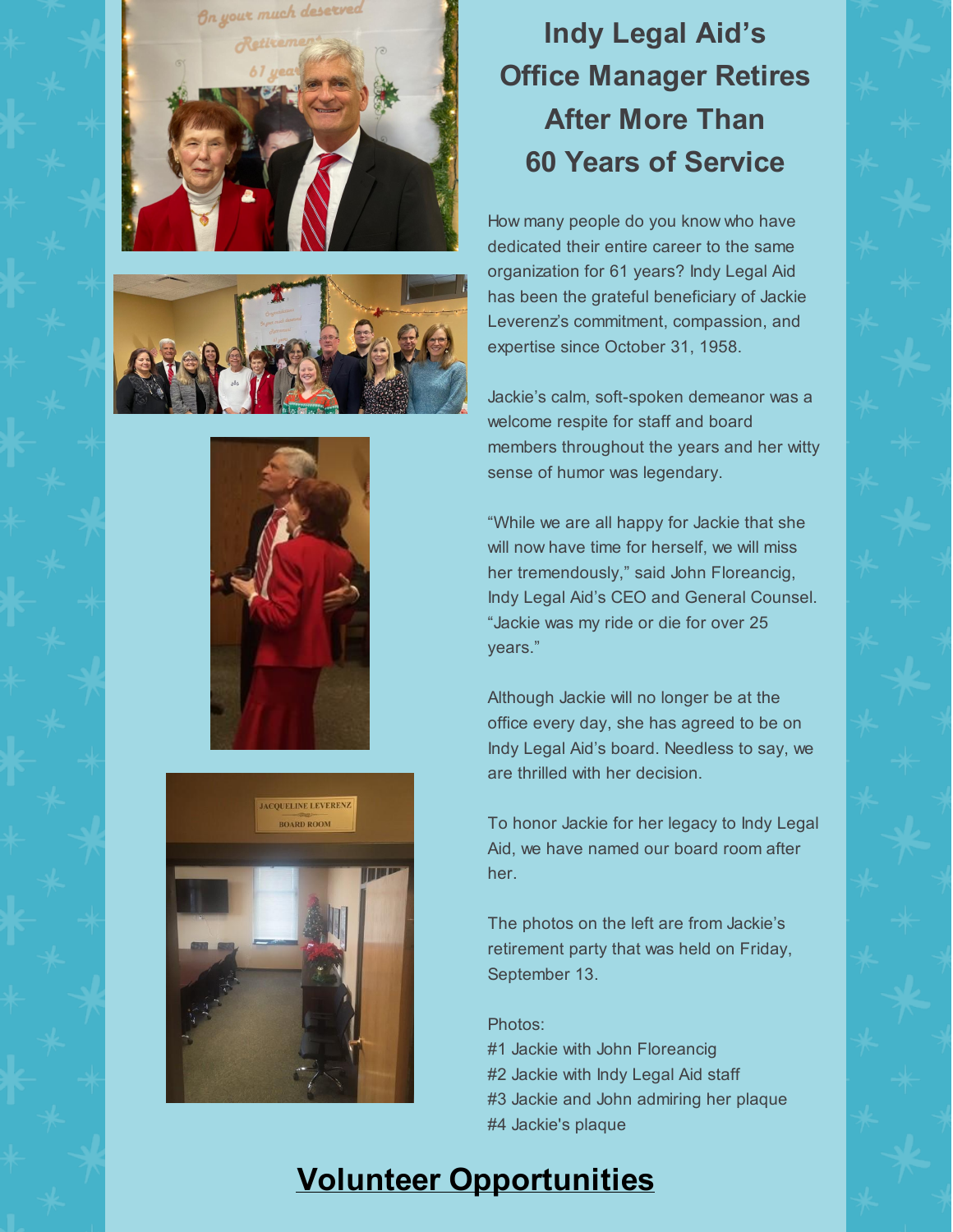## Indy Legal Aid's Office Manager Retires After More Than 60 Years of Service

How many people do you know who have dedicated their entire career to the same organization for 61 years? Indy Legal Aid has been the grateful beneficiary of Jackie Leverenz's commitment, compassion, and expertise since October 31, 1958.

Jackie's calm, soft-spoken demeanor was a welcome respite for staff and board members throughout the years and her witty sense of humor was legendary.

"While we are all happy for Jackie that she will now have time for herself, we will miss her tremendously," said John Floreancig, Indy Legal Aid's CEO and General Counsel. "Jackie was my ride or die for over 25 years."

Although Jackie will no longer be at the office every day, she has agreed to be on Indy Legal Aid's board. Needless to say, we are thrilled with her decision.

To honor Jackie for her legacy to Indy Legal Aid, we have named our board room after her.

The photos on the left are from Jackie's retirement party that was held on Friday, September 13.

Photos:
#1 Jackie with John Floreancig
#2 Jackie with Indy Legal Aid staff
#3 Jackie and John admiring her plaque
#4 Jackie's plaque

## Volunteer Opportunities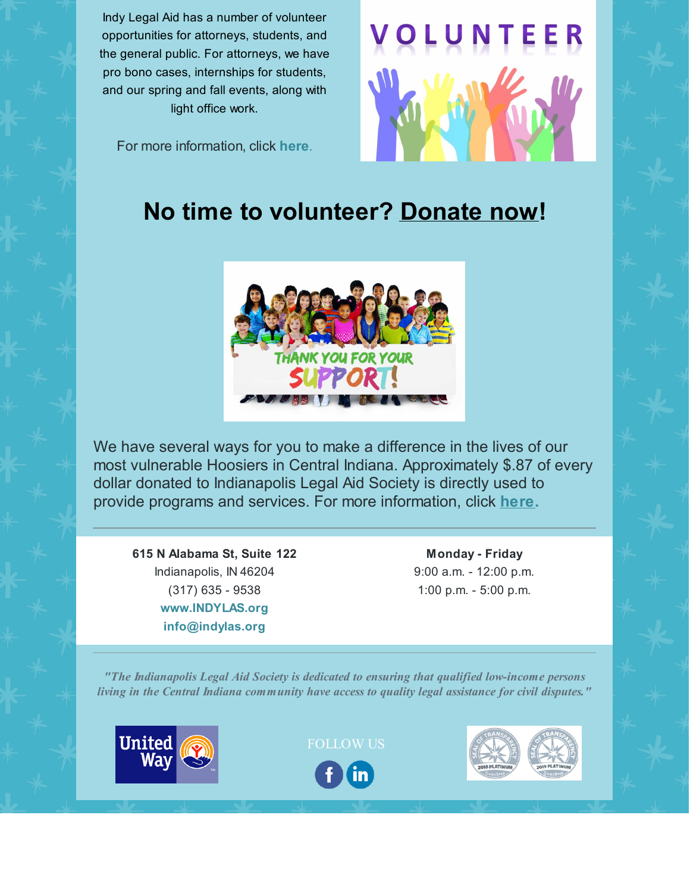Indy Legal Aid has a number of volunteer opportunities for attorneys, students, and the general public. For attorneys, we have pro bono cases, internships for students, and our spring and fall events, along with light office work.

For more information, click **here**.

## No time to volunteer? Donate now!

We have several ways for you to make a difference in the lives of our most vulnerable Hoosiers in Central Indiana. Approximately $.87 of every dollar donated to Indianapolis Legal Aid Society is directly used to provide programs and services. For more information, click **here.**

---

**615 N Alabama St, Suite 122**
Indianapolis, IN 46204
(317) 635 - 9538
**www.INDYLAS.org**
**info@indylas.org**

**Monday - Friday**
9:00 a.m. - 12:00 p.m.
1:00 p.m. - 5:00 p.m.

---

*"The Indianapolis Legal Aid Society is dedicated to ensuring that qualified low-income persons living in the Central Indiana community have access to quality legal assistance for civil disputes."*

FOLLOW US